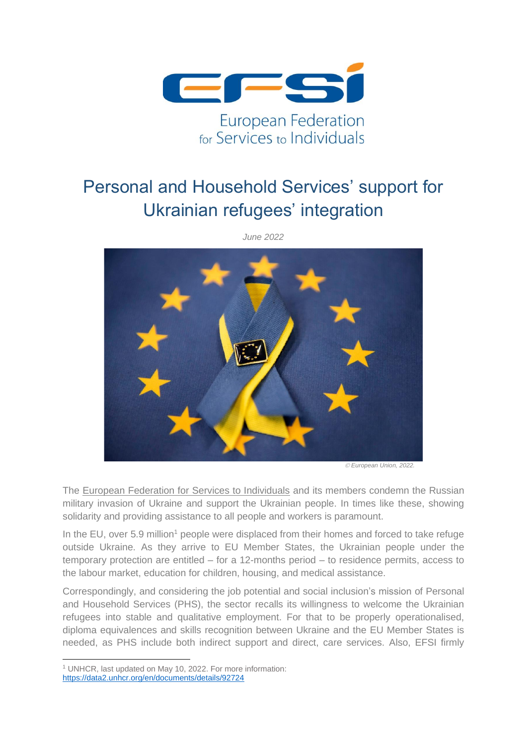European Federation for Services to Individuals

# Personal and Household Services' support for Ukrainian refugees' integration

*June 2022*

*© European Union, 2022.*

The European Federation for Services to Individuals and its members condemn the Russian military invasion of Ukraine and support the Ukrainian people. In times like these, showing solidarity and providing assistance to all people and workers is paramount.

In the EU, over 5.9 million[1] people were displaced from their homes and forced to take refuge outside Ukraine. As they arrive to EU Member States, the Ukrainian people under the temporary protection are entitled – for a 12-months period – to residence permits, access to the labour market, education for children, housing, and medical assistance.

Correspondingly, and considering the job potential and social inclusion's mission of Personal and Household Services (PHS), the sector recalls its willingness to welcome the Ukrainian refugees into stable and qualitative employment. For that to be properly operationalised, diploma equivalences and skills recognition between Ukraine and the EU Member States is needed, as PHS include both indirect support and direct, care services. Also, EFSI firmly

---

[1] UNHCR, last updated on May 10, 2022. For more information: https://data2.unhcr.org/en/documents/details/92724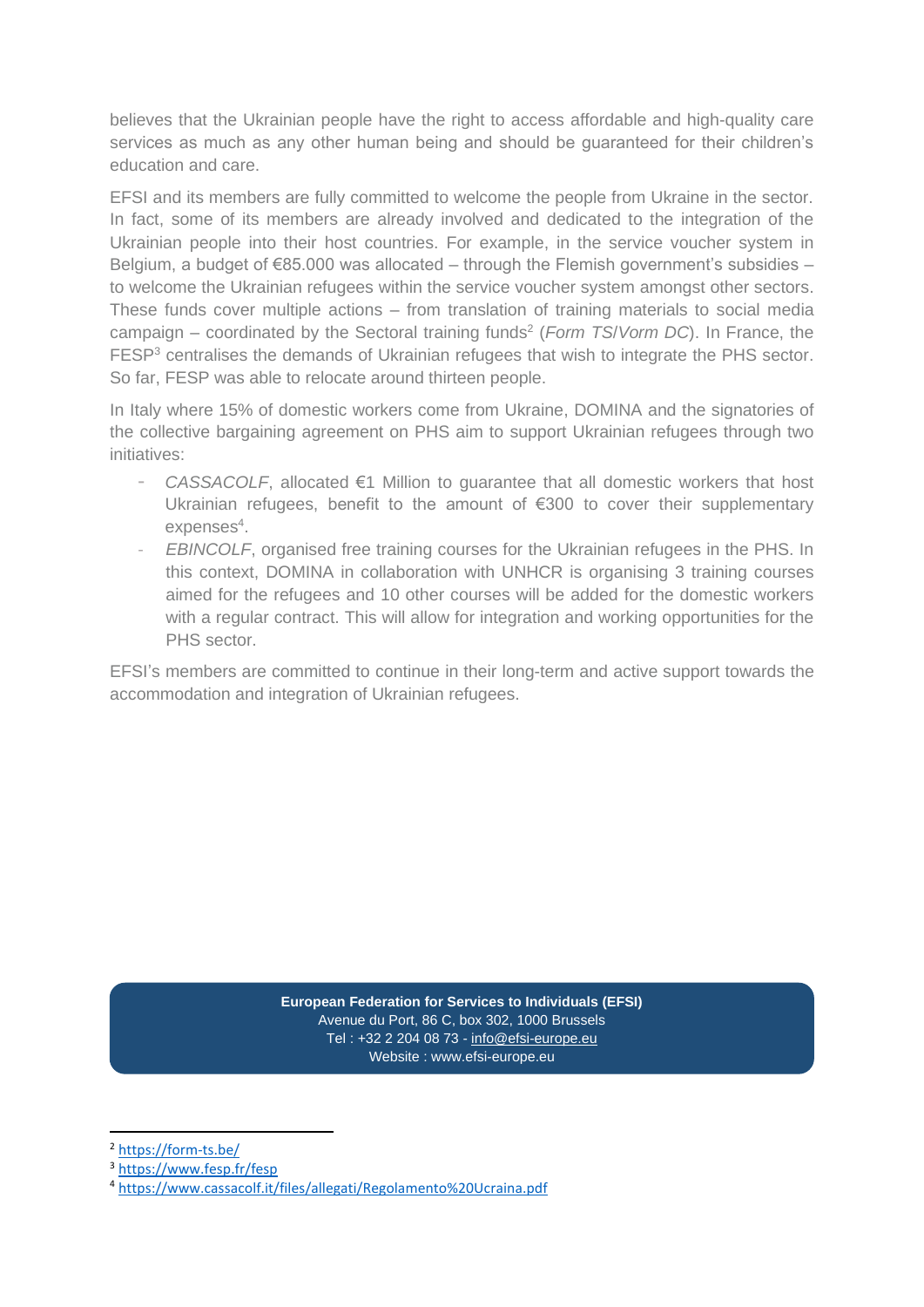believes that the Ukrainian people have the right to access affordable and high-quality care services as much as any other human being and should be guaranteed for their children's education and care.

EFSI and its members are fully committed to welcome the people from Ukraine in the sector. In fact, some of its members are already involved and dedicated to the integration of the Ukrainian people into their host countries. For example, in the service voucher system in Belgium, a budget of €85.000 was allocated – through the Flemish government's subsidies – to welcome the Ukrainian refugees within the service voucher system amongst other sectors. These funds cover multiple actions – from translation of training materials to social media campaign – coordinated by the Sectoral training funds[2] (*Form TS*/*Vorm DC*). In France, the FESP[3] centralises the demands of Ukrainian refugees that wish to integrate the PHS sector. So far, FESP was able to relocate around thirteen people.

In Italy where 15% of domestic workers come from Ukraine, DOMINA and the signatories of the collective bargaining agreement on PHS aim to support Ukrainian refugees through two initiatives:

- *CASSACOLF*, allocated €1 Million to guarantee that all domestic workers that host Ukrainian refugees, benefit to the amount of €300 to cover their supplementary expenses[4].
- *EBINCOLF*, organised free training courses for the Ukrainian refugees in the PHS. In this context, DOMINA in collaboration with UNHCR is organising 3 training courses aimed for the refugees and 10 other courses will be added for the domestic workers with a regular contract. This will allow for integration and working opportunities for the PHS sector.

EFSI's members are committed to continue in their long-term and active support towards the accommodation and integration of Ukrainian refugees.

**European Federation for Services to Individuals (EFSI)**
Avenue du Port, 86 C, box 302, 1000 Brussels
Tel : +32 2 204 08 73 - info@efsi-europe.eu
Website : www.efsi-europe.eu

[2] https://form-ts.be/
[3] https://www.fesp.fr/fesp
[4] https://www.cassacolf.it/files/allegati/Regolamento%20Ucraina.pdf